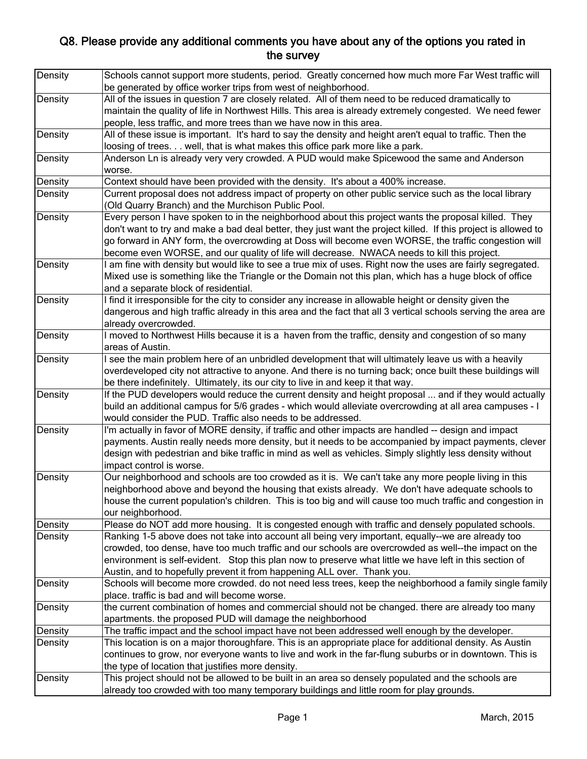# Q8. Please provide any additional comments you have about any of the options you rated in the survey

| | |
|---|---|
| Density | Schools cannot support more students, period. Greatly concerned how much more Far West traffic will be generated by office worker trips from west of neighborhood. |
| Density | All of the issues in question 7 are closely related. All of them need to be reduced dramatically to maintain the quality of life in Northwest Hills. This area is already extremely congested. We need fewer people, less traffic, and more trees than we have now in this area. |
| Density | All of these issue is important. It's hard to say the density and height aren't equal to traffic. Then the loosing of trees. . . well, that is what makes this office park more like a park. |
| Density | Anderson Ln is already very very crowded. A PUD would make Spicewood the same and Anderson worse. |
| Density | Context should have been provided with the density. It's about a 400% increase. |
| Density | Current proposal does not address impact of property on other public service such as the local library (Old Quarry Branch) and the Murchison Public Pool. |
| Density | Every person I have spoken to in the neighborhood about this project wants the proposal killed. They don't want to try and make a bad deal better, they just want the project killed. If this project is allowed to go forward in ANY form, the overcrowding at Doss will become even WORSE, the traffic congestion will become even WORSE, and our quality of life will decrease. NWACA needs to kill this project. |
| Density | I am fine with density but would like to see a true mix of uses. Right now the uses are fairly segregated. Mixed use is something like the Triangle or the Domain not this plan, which has a huge block of office and a separate block of residential. |
| Density | I find it irresponsible for the city to consider any increase in allowable height or density given the dangerous and high traffic already in this area and the fact that all 3 vertical schools serving the area are already overcrowded. |
| Density | I moved to Northwest Hills because it is a haven from the traffic, density and congestion of so many areas of Austin. |
| Density | I see the main problem here of an unbridled development that will ultimately leave us with a heavily overdeveloped city not attractive to anyone. And there is no turning back; once built these buildings will be there indefinitely. Ultimately, its our city to live in and keep it that way. |
| Density | If the PUD developers would reduce the current density and height proposal ... and if they would actually build an additional campus for 5/6 grades - which would alleviate overcrowding at all area campuses - I would consider the PUD. Traffic also needs to be addressed. |
| Density | I'm actually in favor of MORE density, if traffic and other impacts are handled -- design and impact payments. Austin really needs more density, but it needs to be accompanied by impact payments, clever design with pedestrian and bike traffic in mind as well as vehicles. Simply slightly less density without impact control is worse. |
| Density | Our neighborhood and schools are too crowded as it is. We can't take any more people living in this neighborhood above and beyond the housing that exists already. We don't have adequate schools to house the current population's children. This is too big and will cause too much traffic and congestion in our neighborhood. |
| Density | Please do NOT add more housing. It is congested enough with traffic and densely populated schools. |
| Density | Ranking 1-5 above does not take into account all being very important, equally--we are already too crowded, too dense, have too much traffic and our schools are overcrowded as well--the impact on the environment is self-evident. Stop this plan now to preserve what little we have left in this section of Austin, and to hopefully prevent it from happening ALL over. Thank you. |
| Density | Schools will become more crowded. do not need less trees, keep the neighborhood a family single family place. traffic is bad and will become worse. |
| Density | the current combination of homes and commercial should not be changed. there are already too many apartments. the proposed PUD will damage the neighborhood |
| Density | The traffic impact and the school impact have not been addressed well enough by the developer. |
| Density | This location is on a major thoroughfare. This is an appropriate place for additional density. As Austin continues to grow, nor everyone wants to live and work in the far-flung suburbs or in downtown. This is the type of location that justifies more density. |
| Density | This project should not be allowed to be built in an area so densely populated and the schools are already too crowded with too many temporary buildings and little room for play grounds. |

March, 2015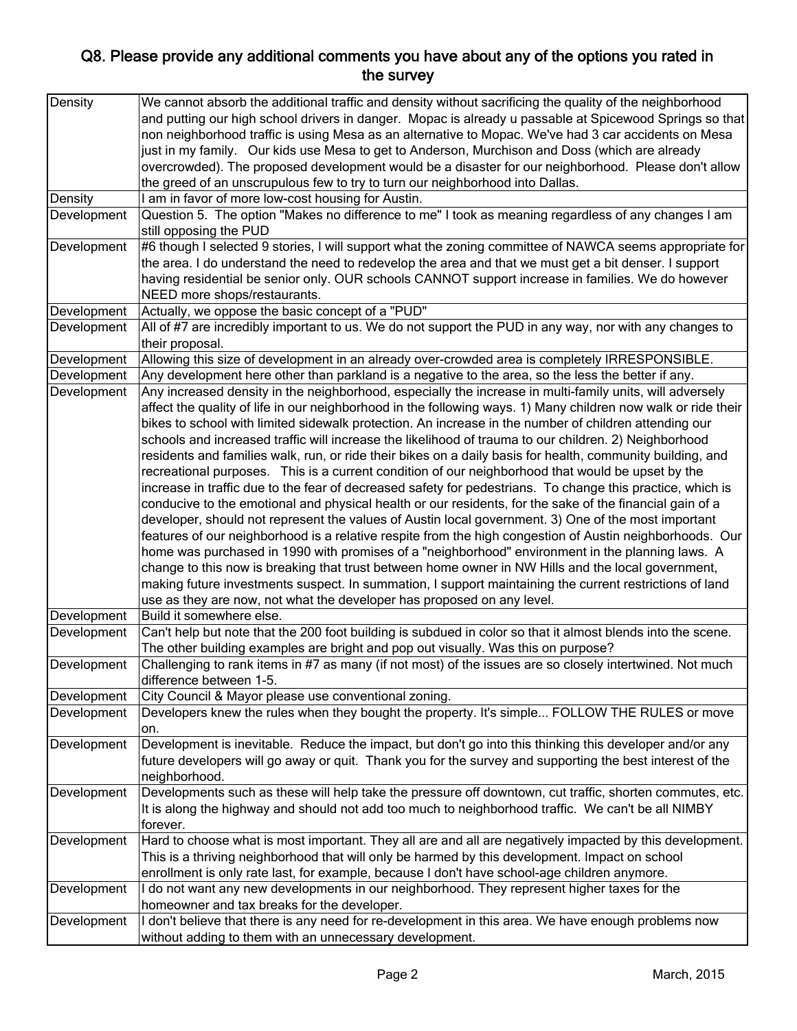## Q8. Please provide any additional comments you have about any of the options you rated in the survey

| | |
|---|---|
| Density | We cannot absorb the additional traffic and density without sacrificing the quality of the neighborhood and putting our high school drivers in danger. Mopac is already u passable at Spicewood Springs so that non neighborhood traffic is using Mesa as an alternative to Mopac. We've had 3 car accidents on Mesa just in my family. Our kids use Mesa to get to Anderson, Murchison and Doss (which are already overcrowded). The proposed development would be a disaster for our neighborhood. Please don't allow the greed of an unscrupulous few to try to turn our neighborhood into Dallas. |
| Density | I am in favor of more low-cost housing for Austin. |
| Development | Question 5. The option "Makes no difference to me" I took as meaning regardless of any changes I am still opposing the PUD |
| Development | #6 though I selected 9 stories, I will support what the zoning committee of NAWCA seems appropriate for the area. I do understand the need to redevelop the area and that we must get a bit denser. I support having residential be senior only. OUR schools CANNOT support increase in families. We do however NEED more shops/restaurants. |
| Development | Actually, we oppose the basic concept of a "PUD" |
| Development | All of #7 are incredibly important to us. We do not support the PUD in any way, nor with any changes to their proposal. |
| Development | Allowing this size of development in an already over-crowded area is completely IRRESPONSIBLE. |
| Development | Any development here other than parkland is a negative to the area, so the less the better if any. |
| Development | Any increased density in the neighborhood, especially the increase in multi-family units, will adversely affect the quality of life in our neighborhood in the following ways. 1) Many children now walk or ride their bikes to school with limited sidewalk protection. An increase in the number of children attending our schools and increased traffic will increase the likelihood of trauma to our children. 2) Neighborhood residents and families walk, run, or ride their bikes on a daily basis for health, community building, and recreational purposes. This is a current condition of our neighborhood that would be upset by the increase in traffic due to the fear of decreased safety for pedestrians. To change this practice, which is conducive to the emotional and physical health or our residents, for the sake of the financial gain of a developer, should not represent the values of Austin local government. 3) One of the most important features of our neighborhood is a relative respite from the high congestion of Austin neighborhoods. Our home was purchased in 1990 with promises of a "neighborhood" environment in the planning laws. A change to this now is breaking that trust between home owner in NW Hills and the local government, making future investments suspect. In summation, I support maintaining the current restrictions of land use as they are now, not what the developer has proposed on any level. |
| Development | Build it somewhere else. |
| Development | Can't help but note that the 200 foot building is subdued in color so that it almost blends into the scene. The other building examples are bright and pop out visually. Was this on purpose? |
| Development | Challenging to rank items in #7 as many (if not most) of the issues are so closely intertwined. Not much difference between 1-5. |
| Development | City Council & Mayor please use conventional zoning. |
| Development | Developers knew the rules when they bought the property. It's simple... FOLLOW THE RULES or move on. |
| Development | Development is inevitable. Reduce the impact, but don't go into this thinking this developer and/or any future developers will go away or quit. Thank you for the survey and supporting the best interest of the neighborhood. |
| Development | Developments such as these will help take the pressure off downtown, cut traffic, shorten commutes, etc. It is along the highway and should not add too much to neighborhood traffic. We can't be all NIMBY forever. |
| Development | Hard to choose what is most important. They all are and all are negatively impacted by this development. This is a thriving neighborhood that will only be harmed by this development. Impact on school enrollment is only rate last, for example, because I don't have school-age children anymore. |
| Development | I do not want any new developments in our neighborhood. They represent higher taxes for the homeowner and tax breaks for the developer. |
| Development | I don't believe that there is any need for re-development in this area. We have enough problems now without adding to them with an unnecessary development. |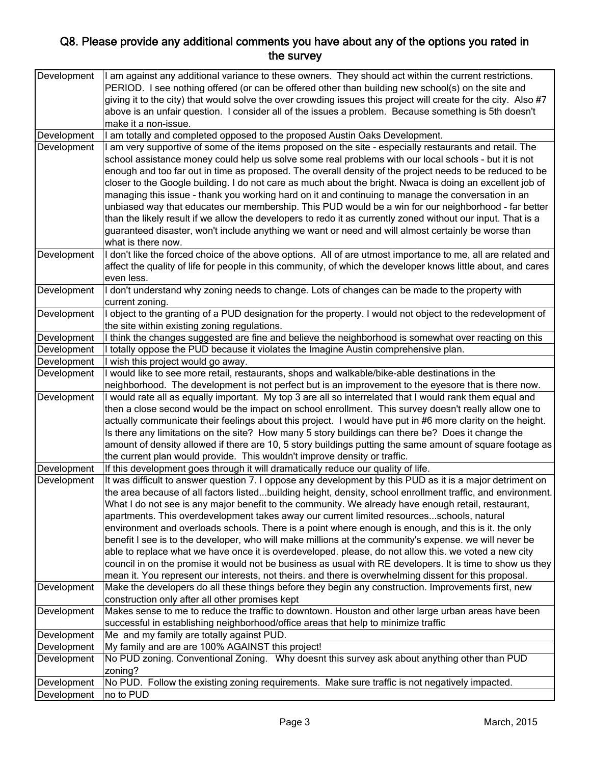## Q8. Please provide any additional comments you have about any of the options you rated in the survey

| | |
|---|---|
| Development | I am against any additional variance to these owners. They should act within the current restrictions. PERIOD. I see nothing offered (or can be offered other than building new school(s) on the site and giving it to the city) that would solve the over crowding issues this project will create for the city. Also #7 above is an unfair question. I consider all of the issues a problem. Because something is 5th doesn't make it a non-issue. |
| Development | I am totally and completed opposed to the proposed Austin Oaks Development. |
| Development | I am very supportive of some of the items proposed on the site - especially restaurants and retail. The school assistance money could help us solve some real problems with our local schools - but it is not enough and too far out in time as proposed. The overall density of the project needs to be reduced to be closer to the Google building. I do not care as much about the bright. Nwaca is doing an excellent job of managing this issue - thank you working hard on it and continuing to manage the conversation in an unbiased way that educates our membership. This PUD would be a win for our neighborhood - far better than the likely result if we allow the developers to redo it as currently zoned without our input. That is a guaranteed disaster, won't include anything we want or need and will almost certainly be worse than what is there now. |
| Development | I don't like the forced choice of the above options. All of are utmost importance to me, all are related and affect the quality of life for people in this community, of which the developer knows little about, and cares even less. |
| Development | I don't understand why zoning needs to change. Lots of changes can be made to the property with current zoning. |
| Development | I object to the granting of a PUD designation for the property. I would not object to the redevelopment of the site within existing zoning regulations. |
| Development | I think the changes suggested are fine and believe the neighborhood is somewhat over reacting on this |
| Development | I totally oppose the PUD because it violates the Imagine Austin comprehensive plan. |
| Development | I wish this project would go away. |
| Development | I would like to see more retail, restaurants, shops and walkable/bike-able destinations in the neighborhood. The development is not perfect but is an improvement to the eyesore that is there now. |
| Development | I would rate all as equally important. My top 3 are all so interrelated that I would rank them equal and then a close second would be the impact on school enrollment. This survey doesn't really allow one to actually communicate their feelings about this project. I would have put in #6 more clarity on the height. Is there any limitations on the site? How many 5 story buildings can there be? Does it change the amount of density allowed if there are 10, 5 story buildings putting the same amount of square footage as the current plan would provide. This wouldn't improve density or traffic. |
| Development | If this development goes through it will dramatically reduce our quality of life. |
| Development | It was difficult to answer question 7. I oppose any development by this PUD as it is a major detriment on the area because of all factors listed...building height, density, school enrollment traffic, and environment. What I do not see is any major benefit to the community. We already have enough retail, restaurant, apartments. This overdevelopment takes away our current limited resources...schools, natural environment and overloads schools. There is a point where enough is enough, and this is it. the only benefit I see is to the developer, who will make millions at the community's expense. we will never be able to replace what we have once it is overdeveloped. please, do not allow this. we voted a new city council in on the promise it would not be business as usual with RE developers. It is time to show us they mean it. You represent our interests, not theirs. and there is overwhelming dissent for this proposal. |
| Development | Make the developers do all these things before they begin any construction. Improvements first, new construction only after all other promises kept |
| Development | Makes sense to me to reduce the traffic to downtown. Houston and other large urban areas have been successful in establishing neighborhood/office areas that help to minimize traffic |
| Development | Me and my family are totally against PUD. |
| Development | My family and are are 100% AGAINST this project! |
| Development | No PUD zoning. Conventional Zoning. Why doesnt this survey ask about anything other than PUD zoning? |
| Development | No PUD. Follow the existing zoning requirements. Make sure traffic is not negatively impacted. |
| Development | no to PUD |

March, 2015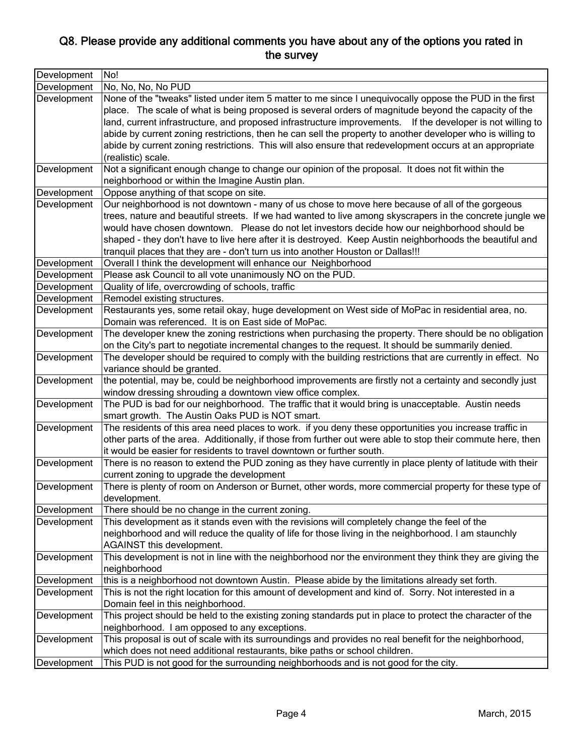## Q8. Please provide any additional comments you have about any of the options you rated in the survey

| | |
|---|---|
| Development | No! |
| Development | No, No, No, No PUD |
| Development | None of the "tweaks" listed under item 5 matter to me since I unequivocally oppose the PUD in the first place. The scale of what is being proposed is several orders of magnitude beyond the capacity of the land, current infrastructure, and proposed infrastructure improvements. If the developer is not willing to abide by current zoning restrictions, then he can sell the property to another developer who is willing to abide by current zoning restrictions. This will also ensure that redevelopment occurs at an appropriate (realistic) scale. |
| Development | Not a significant enough change to change our opinion of the proposal. It does not fit within the neighborhood or within the Imagine Austin plan. |
| Development | Oppose anything of that scope on site. |
| Development | Our neighborhood is not downtown - many of us chose to move here because of all of the gorgeous trees, nature and beautiful streets. If we had wanted to live among skyscrapers in the concrete jungle we would have chosen downtown. Please do not let investors decide how our neighborhood should be shaped - they don't have to live here after it is destroyed. Keep Austin neighborhoods the beautiful and tranquil places that they are - don't turn us into another Houston or Dallas!!! |
| Development | Overall I think the development will enhance our Neighborhood |
| Development | Please ask Council to all vote unanimously NO on the PUD. |
| Development | Quality of life, overcrowding of schools, traffic |
| Development | Remodel existing structures. |
| Development | Restaurants yes, some retail okay, huge development on West side of MoPac in residential area, no. Domain was referenced. It is on East side of MoPac. |
| Development | The developer knew the zoning restrictions when purchasing the property. There should be no obligation on the City's part to negotiate incremental changes to the request. It should be summarily denied. |
| Development | The developer should be required to comply with the building restrictions that are currently in effect. No variance should be granted. |
| Development | the potential, may be, could be neighborhood improvements are firstly not a certainty and secondly just window dressing shrouding a downtown view office complex. |
| Development | The PUD is bad for our neighborhood. The traffic that it would bring is unacceptable. Austin needs smart growth. The Austin Oaks PUD is NOT smart. |
| Development | The residents of this area need places to work. if you deny these opportunities you increase traffic in other parts of the area. Additionally, if those from further out were able to stop their commute here, then it would be easier for residents to travel downtown or further south. |
| Development | There is no reason to extend the PUD zoning as they have currently in place plenty of latitude with their current zoning to upgrade the development |
| Development | There is plenty of room on Anderson or Burnet, other words, more commercial property for these type of development. |
| Development | There should be no change in the current zoning. |
| Development | This development as it stands even with the revisions will completely change the feel of the neighborhood and will reduce the quality of life for those living in the neighborhood. I am staunchly AGAINST this development. |
| Development | This development is not in line with the neighborhood nor the environment they think they are giving the neighborhood |
| Development | this is a neighborhood not downtown Austin. Please abide by the limitations already set forth. |
| Development | This is not the right location for this amount of development and kind of. Sorry. Not interested in a Domain feel in this neighborhood. |
| Development | This project should be held to the existing zoning standards put in place to protect the character of the neighborhood. I am opposed to any exceptions. |
| Development | This proposal is out of scale with its surroundings and provides no real benefit for the neighborhood, which does not need additional restaurants, bike paths or school children. |
| Development | This PUD is not good for the surrounding neighborhoods and is not good for the city. |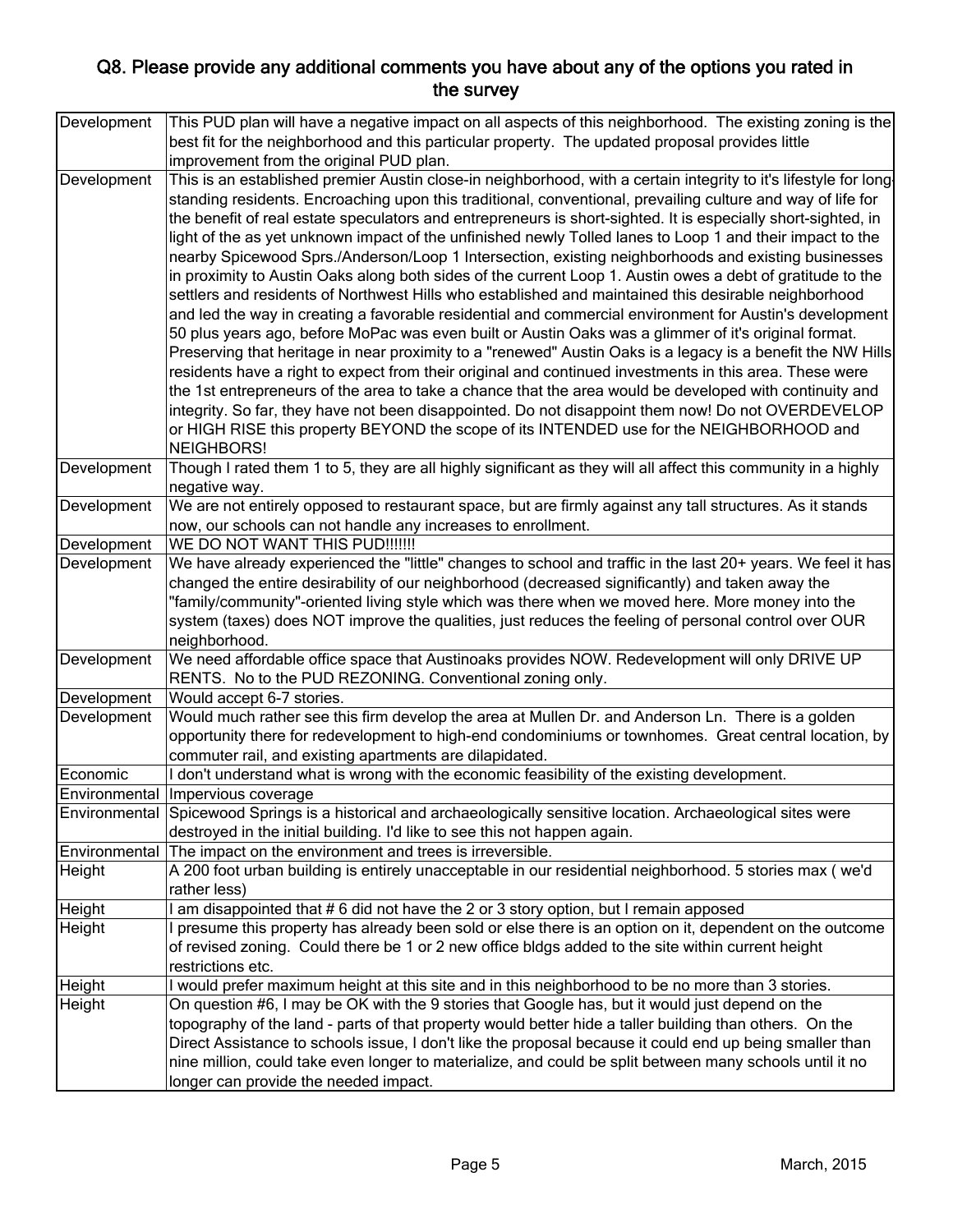## Q8. Please provide any additional comments you have about any of the options you rated in the survey

| | |
|---|---|
| Development | This PUD plan will have a negative impact on all aspects of this neighborhood. The existing zoning is the best fit for the neighborhood and this particular property. The updated proposal provides little improvement from the original PUD plan. |
| Development | This is an established premier Austin close-in neighborhood, with a certain integrity to it's lifestyle for long-standing residents. Encroaching upon this traditional, conventional, prevailing culture and way of life for the benefit of real estate speculators and entrepreneurs is short-sighted. It is especially short-sighted, in light of the as yet unknown impact of the unfinished newly Tolled lanes to Loop 1 and their impact to the nearby Spicewood Sprs./Anderson/Loop 1 Intersection, existing neighborhoods and existing businesses in proximity to Austin Oaks along both sides of the current Loop 1. Austin owes a debt of gratitude to the settlers and residents of Northwest Hills who established and maintained this desirable neighborhood and led the way in creating a favorable residential and commercial environment for Austin's development 50 plus years ago, before MoPac was even built or Austin Oaks was a glimmer of it's original format. Preserving that heritage in near proximity to a "renewed" Austin Oaks is a legacy is a benefit the NW Hills residents have a right to expect from their original and continued investments in this area. These were the 1st entrepreneurs of the area to take a chance that the area would be developed with continuity and integrity. So far, they have not been disappointed. Do not disappoint them now! Do not OVERDEVELOP or HIGH RISE this property BEYOND the scope of its INTENDED use for the NEIGHBORHOOD and NEIGHBORS! |
| Development | Though I rated them 1 to 5, they are all highly significant as they will all affect this community in a highly negative way. |
| Development | We are not entirely opposed to restaurant space, but are firmly against any tall structures. As it stands now, our schools can not handle any increases to enrollment. |
| Development | WE DO NOT WANT THIS PUD!!!!!!! |
| Development | We have already experienced the "little" changes to school and traffic in the last 20+ years. We feel it has changed the entire desirability of our neighborhood (decreased significantly) and taken away the "family/community"-oriented living style which was there when we moved here. More money into the system (taxes) does NOT improve the qualities, just reduces the feeling of personal control over OUR neighborhood. |
| Development | We need affordable office space that Austinoaks provides NOW. Redevelopment will only DRIVE UP RENTS. No to the PUD REZONING. Conventional zoning only. |
| Development | Would accept 6-7 stories. |
| Development | Would much rather see this firm develop the area at Mullen Dr. and Anderson Ln. There is a golden opportunity there for redevelopment to high-end condominiums or townhomes. Great central location, by commuter rail, and existing apartments are dilapidated. |
| Economic | I don't understand what is wrong with the economic feasibility of the existing development. |
| Environmental | Impervious coverage |
| Environmental | Spicewood Springs is a historical and archaeologically sensitive location. Archaeological sites were destroyed in the initial building. I'd like to see this not happen again. |
| Environmental | The impact on the environment and trees is irreversible. |
| Height | A 200 foot urban building is entirely unacceptable in our residential neighborhood. 5 stories max ( we'd rather less) |
| Height | I am disappointed that # 6 did not have the 2 or 3 story option, but I remain apposed |
| Height | I presume this property has already been sold or else there is an option on it, dependent on the outcome of revised zoning. Could there be 1 or 2 new office bldgs added to the site within current height restrictions etc. |
| Height | I would prefer maximum height at this site and in this neighborhood to be no more than 3 stories. |
| Height | On question #6, I may be OK with the 9 stories that Google has, but it would just depend on the topography of the land - parts of that property would better hide a taller building than others. On the Direct Assistance to schools issue, I don't like the proposal because it could end up being smaller than nine million, could take even longer to materialize, and could be split between many schools until it no longer can provide the needed impact. |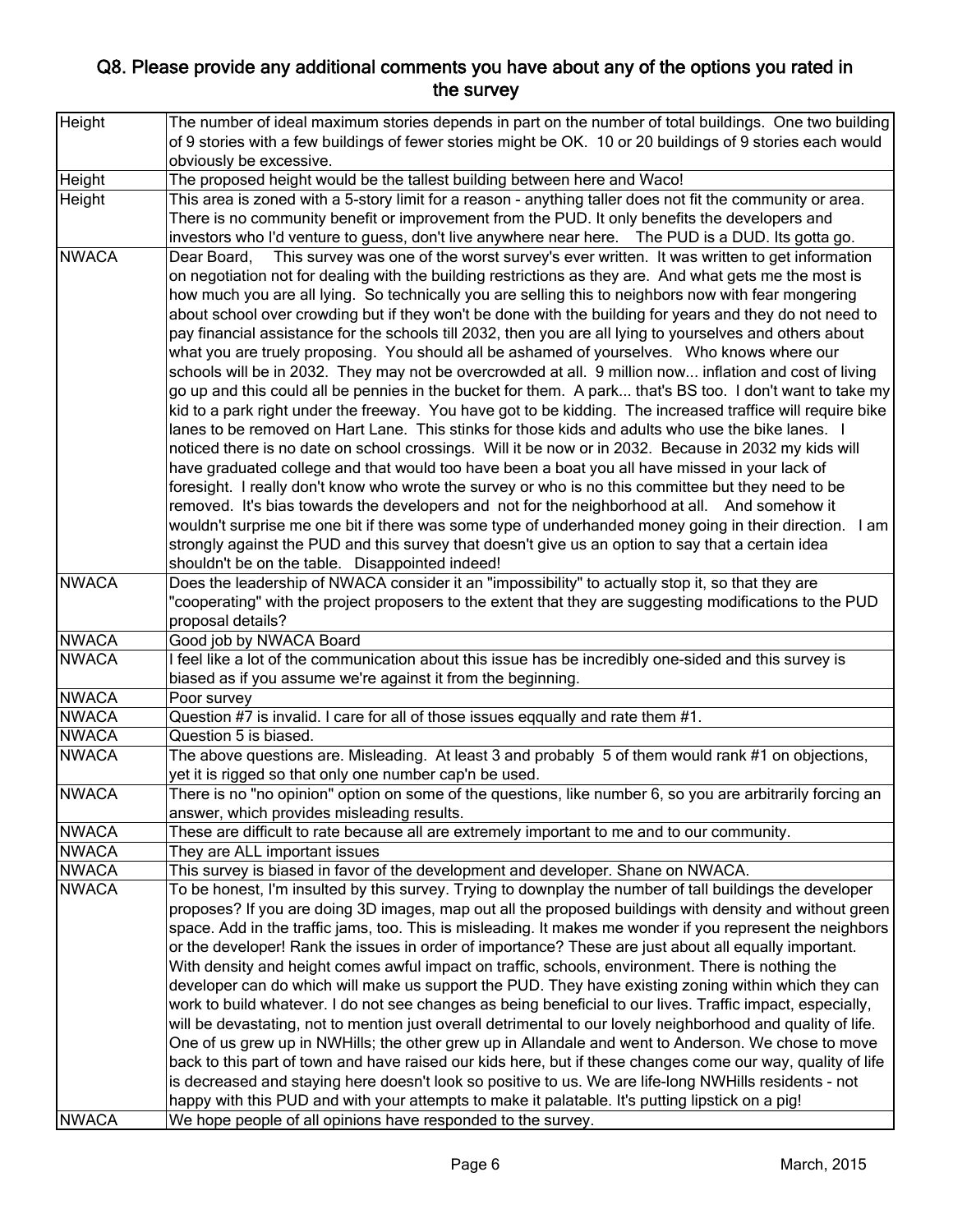## Q8. Please provide any additional comments you have about any of the options you rated in the survey

| | |
|---|---|
| Height | The number of ideal maximum stories depends in part on the number of total buildings. One two building of 9 stories with a few buildings of fewer stories might be OK. 10 or 20 buildings of 9 stories each would obviously be excessive. |
| Height | The proposed height would be the tallest building between here and Waco! |
| Height | This area is zoned with a 5-story limit for a reason - anything taller does not fit the community or area. There is no community benefit or improvement from the PUD. It only benefits the developers and investors who I'd venture to guess, don't live anywhere near here. The PUD is a DUD. Its gotta go. |
| NWACA | Dear Board, This survey was one of the worst survey's ever written. It was written to get information on negotiation not for dealing with the building restrictions as they are. And what gets me the most is how much you are all lying. So technically you are selling this to neighbors now with fear mongering about school over crowding but if they won't be done with the building for years and they do not need to pay financial assistance for the schools till 2032, then you are all lying to yourselves and others about what you are truely proposing. You should all be ashamed of yourselves. Who knows where our schools will be in 2032. They may not be overcrowded at all. 9 million now... inflation and cost of living go up and this could all be pennies in the bucket for them. A park... that's BS too. I don't want to take my kid to a park right under the freeway. You have got to be kidding. The increased traffice will require bike lanes to be removed on Hart Lane. This stinks for those kids and adults who use the bike lanes. I noticed there is no date on school crossings. Will it be now or in 2032. Because in 2032 my kids will have graduated college and that would too have been a boat you all have missed in your lack of foresight. I really don't know who wrote the survey or who is no this committee but they need to be removed. It's bias towards the developers and not for the neighborhood at all. And somehow it wouldn't surprise me one bit if there was some type of underhanded money going in their direction. I am strongly against the PUD and this survey that doesn't give us an option to say that a certain idea shouldn't be on the table. Disappointed indeed! |
| NWACA | Does the leadership of NWACA consider it an "impossibility" to actually stop it, so that they are "cooperating" with the project proposers to the extent that they are suggesting modifications to the PUD proposal details? |
| NWACA | Good job by NWACA Board |
| NWACA | I feel like a lot of the communication about this issue has be incredibly one-sided and this survey is biased as if you assume we're against it from the beginning. |
| NWACA | Poor survey |
| NWACA | Question #7 is invalid. I care for all of those issues eqqually and rate them #1. |
| NWACA | Question 5 is biased. |
| NWACA | The above questions are. Misleading. At least 3 and probably 5 of them would rank #1 on objections, yet it is rigged so that only one number cap'n be used. |
| NWACA | There is no "no opinion" option on some of the questions, like number 6, so you are arbitrarily forcing an answer, which provides misleading results. |
| NWACA | These are difficult to rate because all are extremely important to me and to our community. |
| NWACA | They are ALL important issues |
| NWACA | This survey is biased in favor of the development and developer. Shane on NWACA. |
| NWACA | To be honest, I'm insulted by this survey. Trying to downplay the number of tall buildings the developer proposes? If you are doing 3D images, map out all the proposed buildings with density and without green space. Add in the traffic jams, too. This is misleading. It makes me wonder if you represent the neighbors or the developer! Rank the issues in order of importance? These are just about all equally important. With density and height comes awful impact on traffic, schools, environment. There is nothing the developer can do which will make us support the PUD. They have existing zoning within which they can work to build whatever. I do not see changes as being beneficial to our lives. Traffic impact, especially, will be devastating, not to mention just overall detrimental to our lovely neighborhood and quality of life. One of us grew up in NWHills; the other grew up in Allandale and went to Anderson. We chose to move back to this part of town and have raised our kids here, but if these changes come our way, quality of life is decreased and staying here doesn't look so positive to us. We are life-long NWHills residents - not happy with this PUD and with your attempts to make it palatable. It's putting lipstick on a pig! |
| NWACA | We hope people of all opinions have responded to the survey. |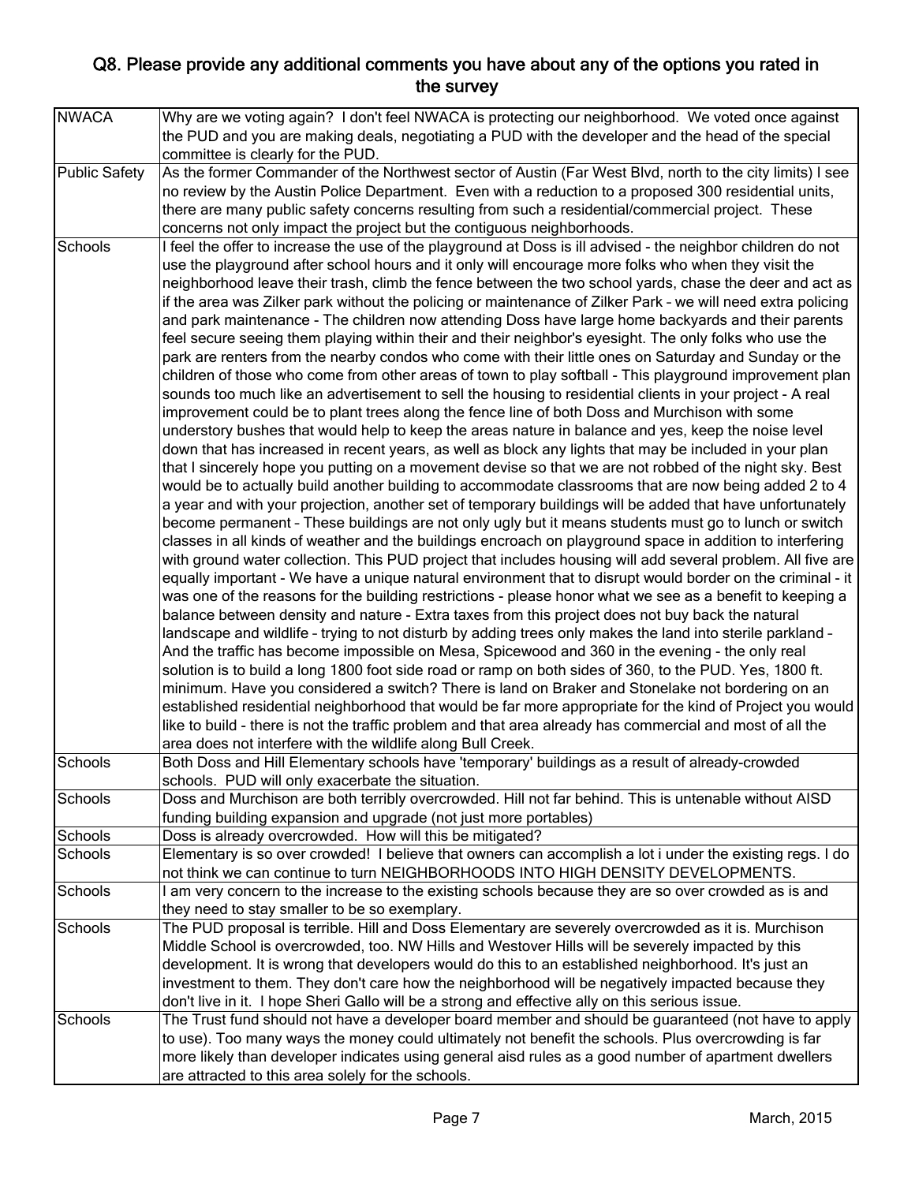## Q8. Please provide any additional comments you have about any of the options you rated in the survey

| | |
|---|---|
| NWACA | Why are we voting again? I don't feel NWACA is protecting our neighborhood. We voted once against the PUD and you are making deals, negotiating a PUD with the developer and the head of the special committee is clearly for the PUD. |
| Public Safety | As the former Commander of the Northwest sector of Austin (Far West Blvd, north to the city limits) I see no review by the Austin Police Department. Even with a reduction to a proposed 300 residential units, there are many public safety concerns resulting from such a residential/commercial project. These concerns not only impact the project but the contiguous neighborhoods. |
| Schools | I feel the offer to increase the use of the playground at Doss is ill advised - the neighbor children do not use the playground after school hours and it only will encourage more folks who when they visit the neighborhood leave their trash, climb the fence between the two school yards, chase the deer and act as if the area was Zilker park without the policing or maintenance of Zilker Park – we will need extra policing and park maintenance - The children now attending Doss have large home backyards and their parents feel secure seeing them playing within their and their neighbor's eyesight. The only folks who use the park are renters from the nearby condos who come with their little ones on Saturday and Sunday or the children of those who come from other areas of town to play softball - This playground improvement plan sounds too much like an advertisement to sell the housing to residential clients in your project - A real improvement could be to plant trees along the fence line of both Doss and Murchison with some understory bushes that would help to keep the areas nature in balance and yes, keep the noise level down that has increased in recent years, as well as block any lights that may be included in your plan that I sincerely hope you putting on a movement devise so that we are not robbed of the night sky. Best would be to actually build another building to accommodate classrooms that are now being added 2 to 4 a year and with your projection, another set of temporary buildings will be added that have unfortunately become permanent – These buildings are not only ugly but it means students must go to lunch or switch classes in all kinds of weather and the buildings encroach on playground space in addition to interfering with ground water collection. This PUD project that includes housing will add several problem. All five are equally important - We have a unique natural environment that to disrupt would border on the criminal - it was one of the reasons for the building restrictions - please honor what we see as a benefit to keeping a balance between density and nature - Extra taxes from this project does not buy back the natural landscape and wildlife – trying to not disturb by adding trees only makes the land into sterile parkland – And the traffic has become impossible on Mesa, Spicewood and 360 in the evening - the only real solution is to build a long 1800 foot side road or ramp on both sides of 360, to the PUD. Yes, 1800 ft. minimum. Have you considered a switch? There is land on Braker and Stonelake not bordering on an established residential neighborhood that would be far more appropriate for the kind of Project you would like to build - there is not the traffic problem and that area already has commercial and most of all the area does not interfere with the wildlife along Bull Creek. |
| Schools | Both Doss and Hill Elementary schools have 'temporary' buildings as a result of already-crowded schools. PUD will only exacerbate the situation. |
| Schools | Doss and Murchison are both terribly overcrowded. Hill not far behind. This is untenable without AISD funding building expansion and upgrade (not just more portables) |
| Schools | Doss is already overcrowded. How will this be mitigated? |
| Schools | Elementary is so over crowded! I believe that owners can accomplish a lot i under the existing regs. I do not think we can continue to turn NEIGHBORHOODS INTO HIGH DENSITY DEVELOPMENTS. |
| Schools | I am very concern to the increase to the existing schools because they are so over crowded as is and they need to stay smaller to be so exemplary. |
| Schools | The PUD proposal is terrible. Hill and Doss Elementary are severely overcrowded as it is. Murchison Middle School is overcrowded, too. NW Hills and Westover Hills will be severely impacted by this development. It is wrong that developers would do this to an established neighborhood. It's just an investment to them. They don't care how the neighborhood will be negatively impacted because they don't live in it. I hope Sheri Gallo will be a strong and effective ally on this serious issue. |
| Schools | The Trust fund should not have a developer board member and should be guaranteed (not have to apply to use). Too many ways the money could ultimately not benefit the schools. Plus overcrowding is far more likely than developer indicates using general aisd rules as a good number of apartment dwellers are attracted to this area solely for the schools. |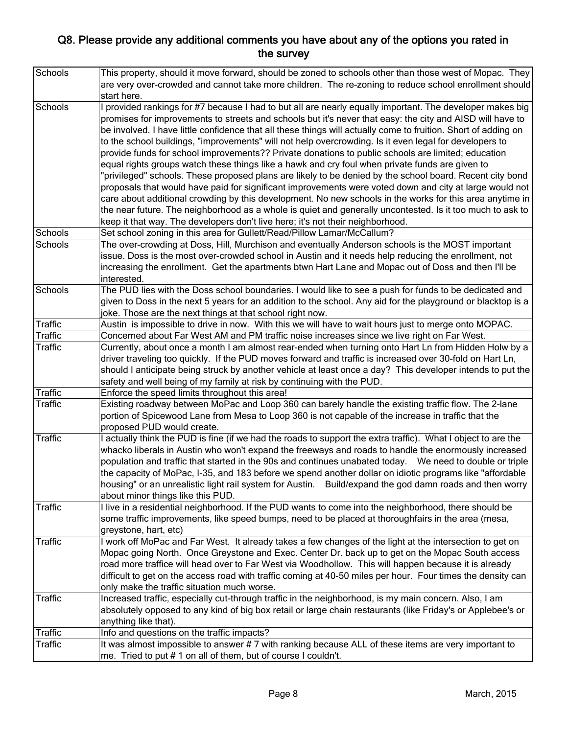## Q8. Please provide any additional comments you have about any of the options you rated in the survey

| | |
|---|---|
| Schools | This property, should it move forward, should be zoned to schools other than those west of Mopac. They are very over-crowded and cannot take more children. The re-zoning to reduce school enrollment should start here. |
| Schools | I provided rankings for #7 because I had to but all are nearly equally important. The developer makes big promises for improvements to streets and schools but it's never that easy: the city and AISD will have to be involved. I have little confidence that all these things will actually come to fruition. Short of adding on to the school buildings, "improvements" will not help overcrowding. Is it even legal for developers to provide funds for school improvements?? Private donations to public schools are limited; education equal rights groups watch these things like a hawk and cry foul when private funds are given to "privileged" schools. These proposed plans are likely to be denied by the school board. Recent city bond proposals that would have paid for significant improvements were voted down and city at large would not care about additional crowding by this development. No new schools in the works for this area anytime in the near future. The neighborhood as a whole is quiet and generally uncontested. Is it too much to ask to keep it that way. The developers don't live here; it's not their neighborhood. |
| Schools | Set school zoning in this area for Gullett/Read/Pillow Lamar/McCallum? |
| Schools | The over-crowding at Doss, Hill, Murchison and eventually Anderson schools is the MOST important issue. Doss is the most over-crowded school in Austin and it needs help reducing the enrollment, not increasing the enrollment. Get the apartments btwn Hart Lane and Mopac out of Doss and then I'll be interested. |
| Schools | The PUD lies with the Doss school boundaries. I would like to see a push for funds to be dedicated and given to Doss in the next 5 years for an addition to the school. Any aid for the playground or blacktop is a joke. Those are the next things at that school right now. |
| Traffic | Austin is impossible to drive in now. With this we will have to wait hours just to merge onto MOPAC. |
| Traffic | Concerned about Far West AM and PM traffic noise increases since we live right on Far West. |
| Traffic | Currently, about once a month I am almost rear-ended when turning onto Hart Ln from Hidden Holw by a driver traveling too quickly. If the PUD moves forward and traffic is increased over 30-fold on Hart Ln, should I anticipate being struck by another vehicle at least once a day? This developer intends to put the safety and well being of my family at risk by continuing with the PUD. |
| Traffic | Enforce the speed limits throughout this area! |
| Traffic | Existing roadway between MoPac and Loop 360 can barely handle the existing traffic flow. The 2-lane portion of Spicewood Lane from Mesa to Loop 360 is not capable of the increase in traffic that the proposed PUD would create. |
| Traffic | I actually think the PUD is fine (if we had the roads to support the extra traffic). What I object to are the whacko liberals in Austin who won't expand the freeways and roads to handle the enormously increased population and traffic that started in the 90s and continues unabated today. We need to double or triple the capacity of MoPac, I-35, and 183 before we spend another dollar on idiotic programs like "affordable housing" or an unrealistic light rail system for Austin. Build/expand the god damn roads and then worry about minor things like this PUD. |
| Traffic | I live in a residential neighborhood. If the PUD wants to come into the neighborhood, there should be some traffic improvements, like speed bumps, need to be placed at thoroughfairs in the area (mesa, greystone, hart, etc) |
| Traffic | I work off MoPac and Far West. It already takes a few changes of the light at the intersection to get on Mopac going North. Once Greystone and Exec. Center Dr. back up to get on the Mopac South access road more traffice will head over to Far West via Woodhollow. This will happen because it is already difficult to get on the access road with traffic coming at 40-50 miles per hour. Four times the density can only make the traffic situation much worse. |
| Traffic | Increased traffic, especially cut-through traffic in the neighborhood, is my main concern. Also, I am absolutely opposed to any kind of big box retail or large chain restaurants (like Friday's or Applebee's or anything like that). |
| Traffic | Info and questions on the traffic impacts? |
| Traffic | It was almost impossible to answer # 7 with ranking because ALL of these items are very important to me. Tried to put # 1 on all of them, but of course I couldn't. |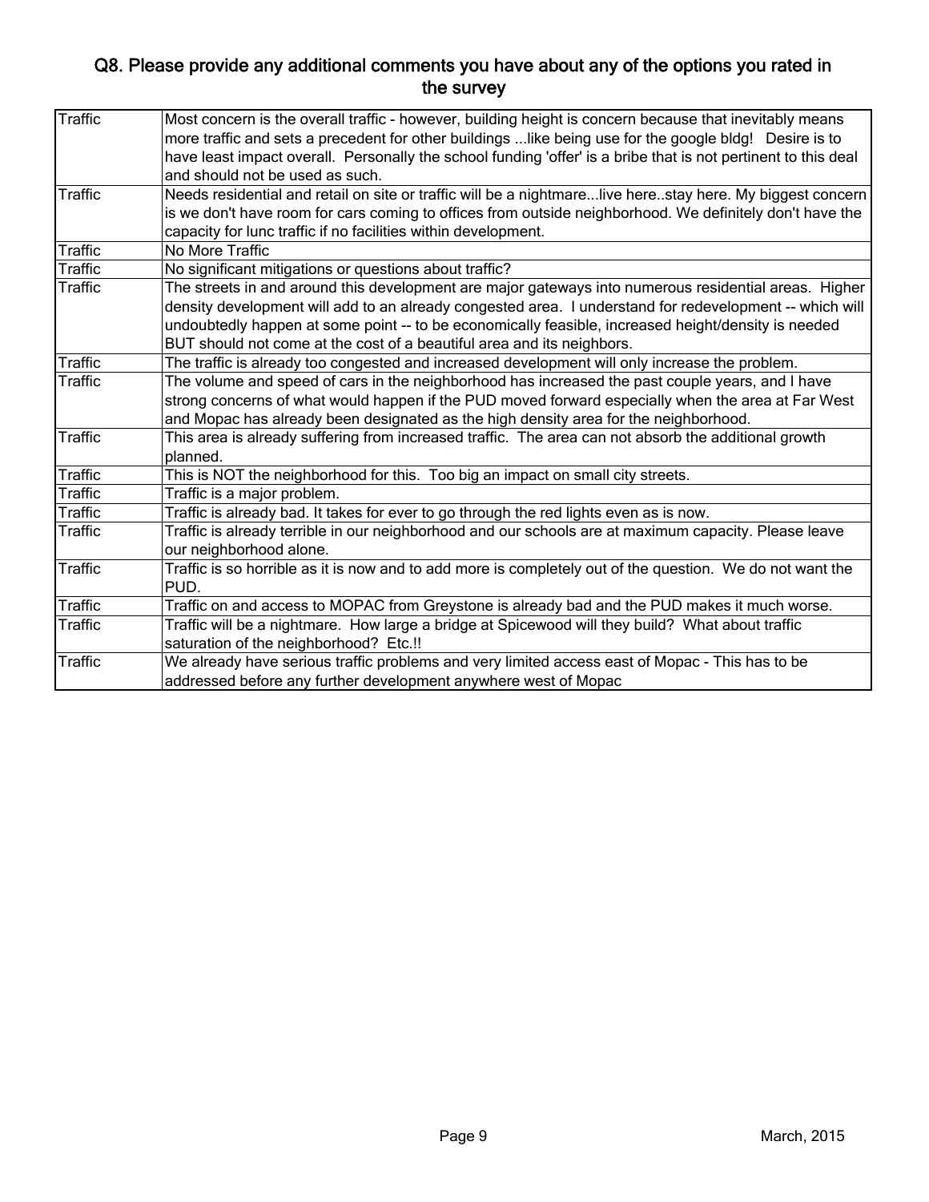## Q8. Please provide any additional comments you have about any of the options you rated in the survey

| | |
|---|---|
| Traffic | Most concern is the overall traffic - however, building height is concern because that inevitably means more traffic and sets a precedent for other buildings ...like being use for the google bldg! Desire is to have least impact overall. Personally the school funding 'offer' is a bribe that is not pertinent to this deal and should not be used as such. |
| Traffic | Needs residential and retail on site or traffic will be a nightmare...live here..stay here. My biggest concern is we don't have room for cars coming to offices from outside neighborhood. We definitely don't have the capacity for lunc traffic if no facilities within development. |
| Traffic | No More Traffic |
| Traffic | No significant mitigations or questions about traffic? |
| Traffic | The streets in and around this development are major gateways into numerous residential areas. Higher density development will add to an already congested area. I understand for redevelopment -- which will undoubtedly happen at some point -- to be economically feasible, increased height/density is needed BUT should not come at the cost of a beautiful area and its neighbors. |
| Traffic | The traffic is already too congested and increased development will only increase the problem. |
| Traffic | The volume and speed of cars in the neighborhood has increased the past couple years, and I have strong concerns of what would happen if the PUD moved forward especially when the area at Far West and Mopac has already been designated as the high density area for the neighborhood. |
| Traffic | This area is already suffering from increased traffic. The area can not absorb the additional growth planned. |
| Traffic | This is NOT the neighborhood for this. Too big an impact on small city streets. |
| Traffic | Traffic is a major problem. |
| Traffic | Traffic is already bad. It takes for ever to go through the red lights even as is now. |
| Traffic | Traffic is already terrible in our neighborhood and our schools are at maximum capacity. Please leave our neighborhood alone. |
| Traffic | Traffic is so horrible as it is now and to add more is completely out of the question. We do not want the PUD. |
| Traffic | Traffic on and access to MOPAC from Greystone is already bad and the PUD makes it much worse. |
| Traffic | Traffic will be a nightmare. How large a bridge at Spicewood will they build? What about traffic saturation of the neighborhood? Etc.!! |
| Traffic | We already have serious traffic problems and very limited access east of Mopac - This has to be addressed before any further development anywhere west of Mopac |

March, 2015